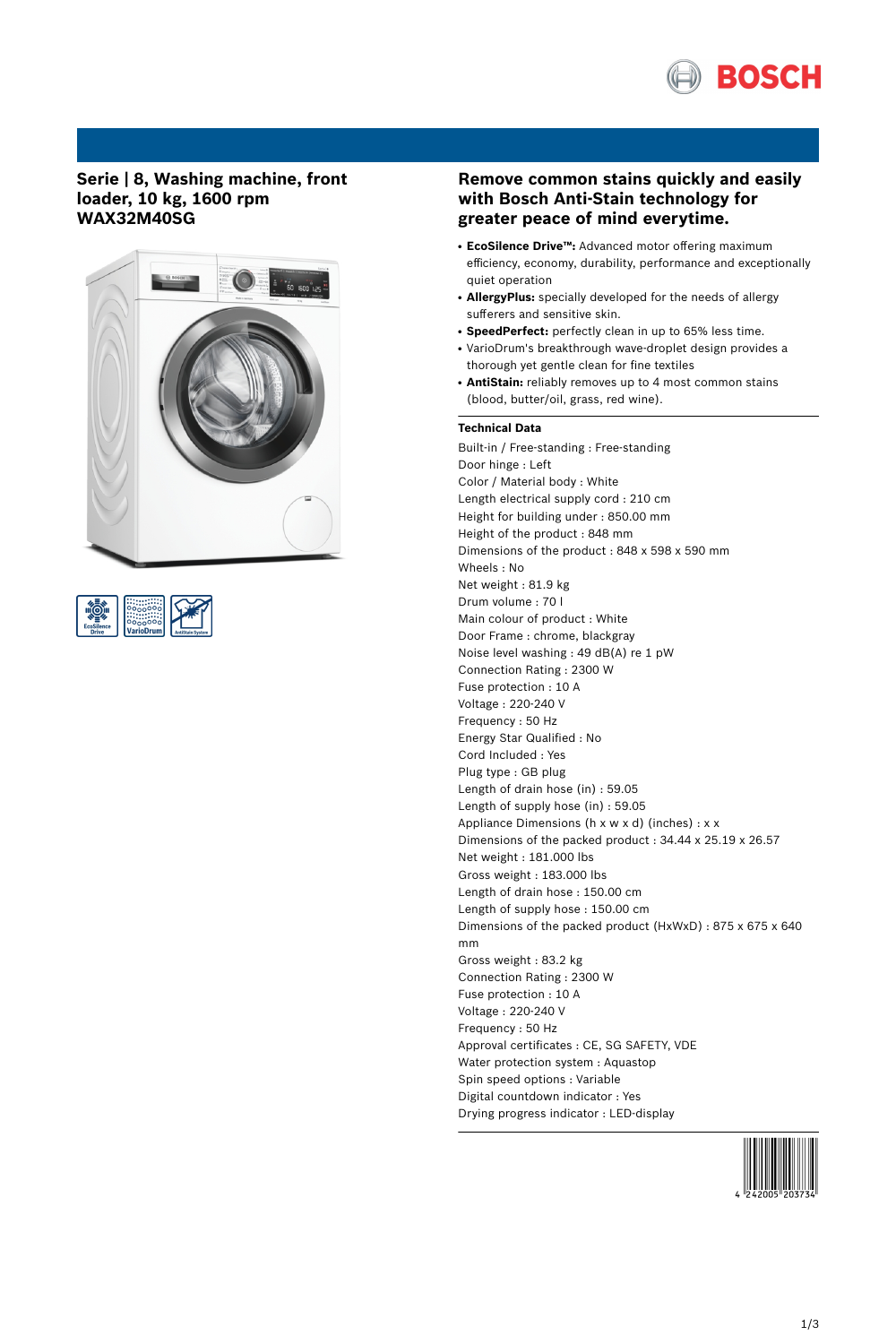## Serie | 8, Washing machine, front loader, 10 kg, 1600 rpm WAX32M40SG

## Remove common stains quickly and easily with Bosch Anti-Stain technology for greater peace of mind everytime.

- **EcoSilence Drive™:** Advanced motor offering maximum efficiency, economy, durability, performance and exceptionally quiet operation
- **AllergyPlus:** specially developed for the needs of allergy sufferers and sensitive skin.
- **SpeedPerfect:** perfectly clean in up to 65% less time.
- VarioDrum's breakthrough wave-droplet design provides a thorough yet gentle clean for fine textiles
- **AntiStain:** reliably removes up to 4 most common stains (blood, butter/oil, grass, red wine).

### Technical Data

Built-in / Free-standing : Free-standing
Door hinge : Left
Color / Material body : White
Length electrical supply cord : 210 cm
Height for building under : 850.00 mm
Height of the product : 848 mm
Dimensions of the product : 848 x 598 x 590 mm
Wheels : No
Net weight : 81.9 kg
Drum volume : 70 l
Main colour of product : White
Door Frame : chrome, blackgray
Noise level washing : 49 dB(A) re 1 pW
Connection Rating : 2300 W
Fuse protection : 10 A
Voltage : 220-240 V
Frequency : 50 Hz
Energy Star Qualified : No
Cord Included : Yes
Plug type : GB plug
Length of drain hose (in) : 59.05
Length of supply hose (in) : 59.05
Appliance Dimensions (h x w x d) (inches) : x x
Dimensions of the packed product : 34.44 x 25.19 x 26.57
Net weight : 181.000 lbs
Gross weight : 183.000 lbs
Length of drain hose : 150.00 cm
Length of supply hose : 150.00 cm
Dimensions of the packed product (HxWxD) : 875 x 675 x 640 mm
Gross weight : 83.2 kg
Connection Rating : 2300 W
Fuse protection : 10 A
Voltage : 220-240 V
Frequency : 50 Hz
Approval certificates : CE, SG SAFETY, VDE
Water protection system : Aquastop
Spin speed options : Variable
Digital countdown indicator : Yes
Drying progress indicator : LED-display

4 242005 203734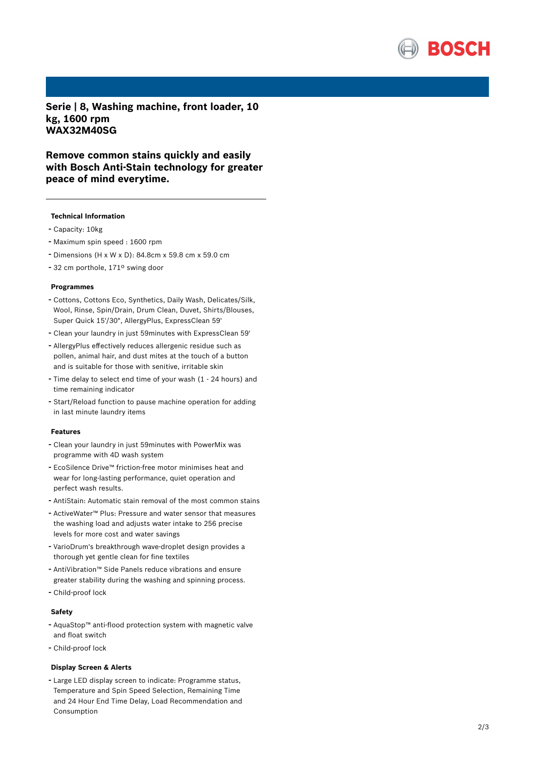# Serie | 8, Washing machine, front loader, 10 kg, 1600 rpm
# WAX32M40SG

## Remove common stains quickly and easily with Bosch Anti-Stain technology for greater peace of mind everytime.

### Technical Information

- Capacity: 10kg
- Maximum spin speed : 1600 rpm
- Dimensions (H x W x D): 84.8cm x 59.8 cm x 59.0 cm
- 32 cm porthole, 171º swing door

### Programmes

- Cottons, Cottons Eco, Synthetics, Daily Wash, Delicates/Silk, Wool, Rinse, Spin/Drain, Drum Clean, Duvet, Shirts/Blouses, Super Quick 15'/30", AllergyPlus, ExpressClean 59'
- Clean your laundry in just 59minutes with ExpressClean 59'
- AllergyPlus effectively reduces allergenic residue such as pollen, animal hair, and dust mites at the touch of a button and is suitable for those with senitive, irritable skin
- Time delay to select end time of your wash (1 - 24 hours) and time remaining indicator
- Start/Reload function to pause machine operation for adding in last minute laundry items

### Features

- Clean your laundry in just 59minutes with PowerMix was programme with 4D wash system
- EcoSilence Drive™ friction-free motor minimises heat and wear for long-lasting performance, quiet operation and perfect wash results.
- AntiStain: Automatic stain removal of the most common stains
- ActiveWater™ Plus: Pressure and water sensor that measures the washing load and adjusts water intake to 256 precise levels for more cost and water savings
- VarioDrum's breakthrough wave-droplet design provides a thorough yet gentle clean for fine textiles
- AntiVibration™ Side Panels reduce vibrations and ensure greater stability during the washing and spinning process.
- Child-proof lock

### Safety

- AquaStop™ anti-flood protection system with magnetic valve and float switch
- Child-proof lock

### Display Screen & Alerts

- Large LED display screen to indicate: Programme status, Temperature and Spin Speed Selection, Remaining Time and 24 Hour End Time Delay, Load Recommendation and Consumption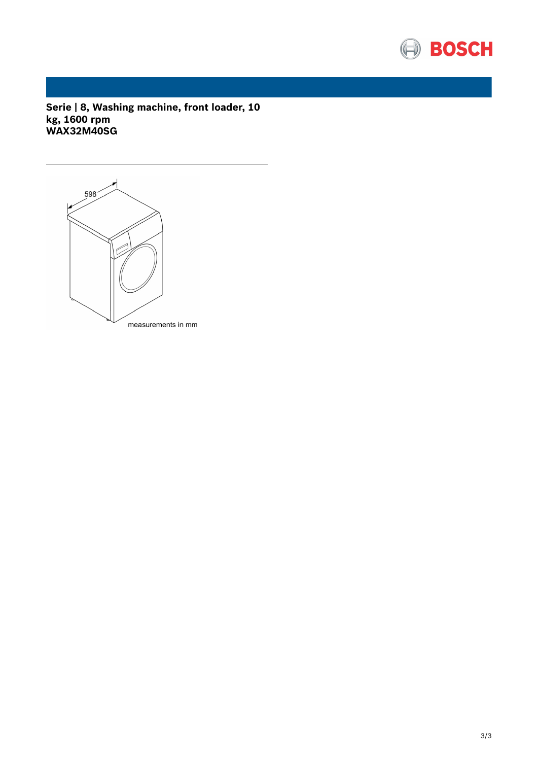**Serie | 8, Washing machine, front loader, 10 kg, 1600 rpm**
**WAX32M40SG**

598

measurements in mm